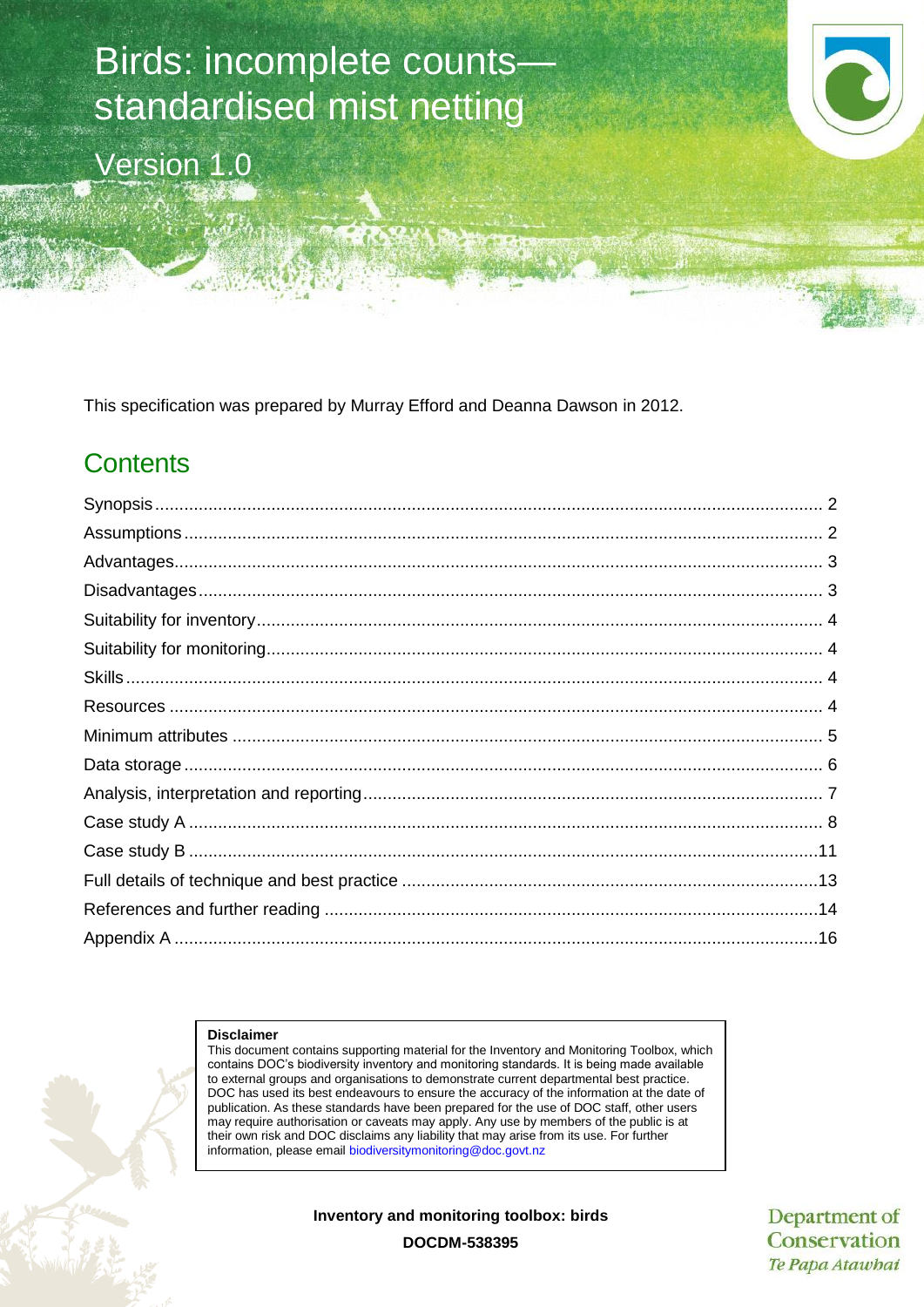# Birds: incomplete counts—standardised mist netting

Version 1.0

This specification was prepared by Murray Efford and Deanna Dawson in 2012.

## Contents

Synopsis ........ 2
Assumptions ........ 2
Advantages ........ 3
Disadvantages ........ 3
Suitability for inventory ........ 4
Suitability for monitoring ........ 4
Skills ........ 4
Resources ........ 4
Minimum attributes ........ 5
Data storage ........ 6
Analysis, interpretation and reporting ........ 7
Case study A ........ 8
Case study B ........ 11
Full details of technique and best practice ........ 13
References and further reading ........ 14
Appendix A ........ 16

**Disclaimer**
This document contains supporting material for the Inventory and Monitoring Toolbox, which contains DOC's biodiversity inventory and monitoring standards. It is being made available to external groups and organisations to demonstrate current departmental best practice. DOC has used its best endeavours to ensure the accuracy of the information at the date of publication. As these standards have been prepared for the use of DOC staff, other users may require authorisation or caveats may apply. Any use by members of the public is at their own risk and DOC disclaims any liability that may arise from its use. For further information, please email biodiversitymonitoring@doc.govt.nz

**Inventory and monitoring toolbox: birds**

**DOCDM-538395**

Department of Conservation
*Te Papa Atawhai*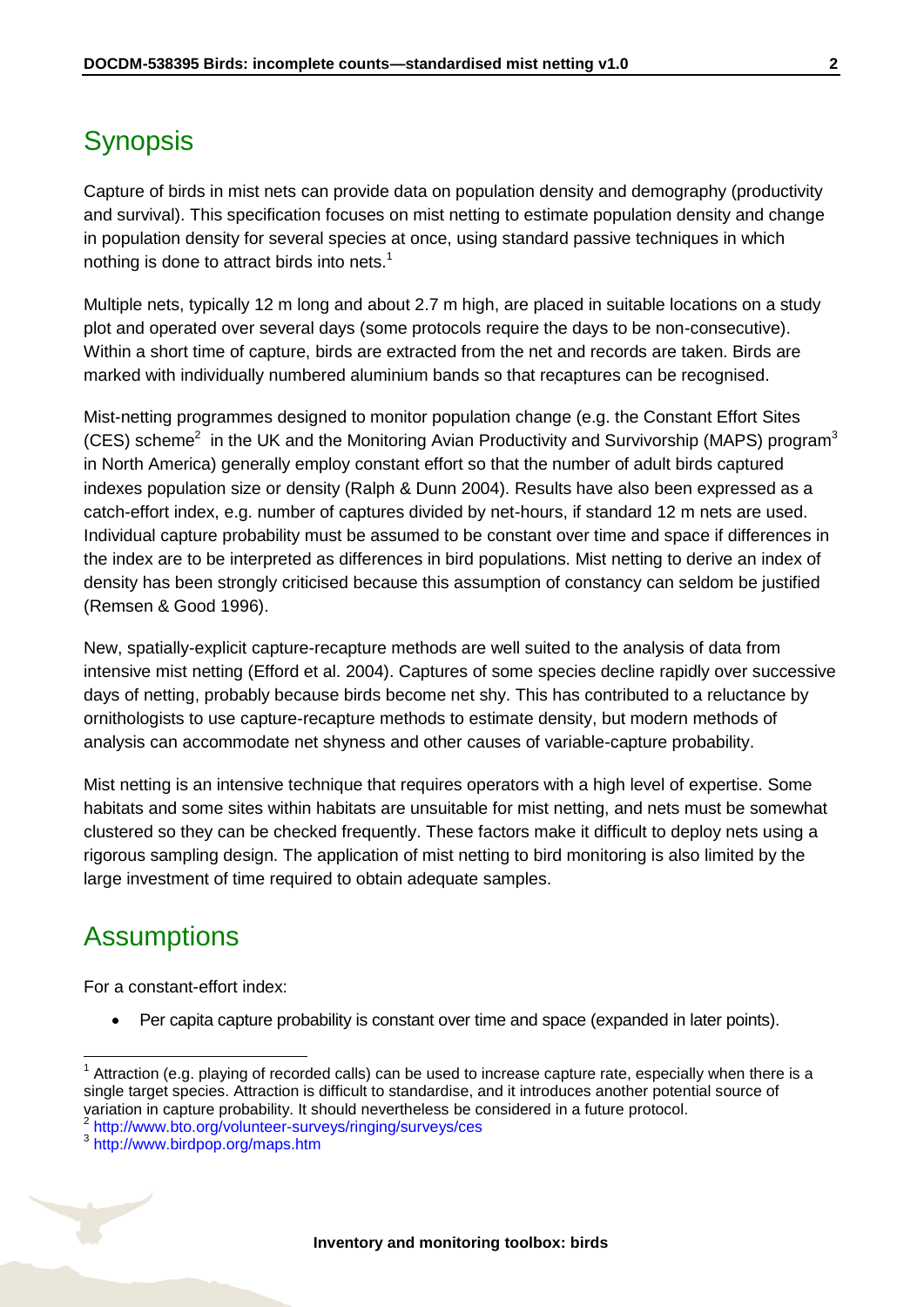## Synopsis

Capture of birds in mist nets can provide data on population density and demography (productivity and survival). This specification focuses on mist netting to estimate population density and change in population density for several species at once, using standard passive techniques in which nothing is done to attract birds into nets.[1]

Multiple nets, typically 12 m long and about 2.7 m high, are placed in suitable locations on a study plot and operated over several days (some protocols require the days to be non-consecutive). Within a short time of capture, birds are extracted from the net and records are taken. Birds are marked with individually numbered aluminium bands so that recaptures can be recognised.

Mist-netting programmes designed to monitor population change (e.g. the Constant Effort Sites (CES) scheme[2] in the UK and the Monitoring Avian Productivity and Survivorship (MAPS) program[3] in North America) generally employ constant effort so that the number of adult birds captured indexes population size or density (Ralph & Dunn 2004). Results have also been expressed as a catch-effort index, e.g. number of captures divided by net-hours, if standard 12 m nets are used. Individual capture probability must be assumed to be constant over time and space if differences in the index are to be interpreted as differences in bird populations. Mist netting to derive an index of density has been strongly criticised because this assumption of constancy can seldom be justified (Remsen & Good 1996).

New, spatially-explicit capture-recapture methods are well suited to the analysis of data from intensive mist netting (Efford et al. 2004). Captures of some species decline rapidly over successive days of netting, probably because birds become net shy. This has contributed to a reluctance by ornithologists to use capture-recapture methods to estimate density, but modern methods of analysis can accommodate net shyness and other causes of variable-capture probability.

Mist netting is an intensive technique that requires operators with a high level of expertise. Some habitats and some sites within habitats are unsuitable for mist netting, and nets must be somewhat clustered so they can be checked frequently. These factors make it difficult to deploy nets using a rigorous sampling design. The application of mist netting to bird monitoring is also limited by the large investment of time required to obtain adequate samples.

## Assumptions

For a constant-effort index:

- Per capita capture probability is constant over time and space (expanded in later points).

---

[1] Attraction (e.g. playing of recorded calls) can be used to increase capture rate, especially when there is a single target species. Attraction is difficult to standardise, and it introduces another potential source of variation in capture probability. It should nevertheless be considered in a future protocol.

[2] http://www.bto.org/volunteer-surveys/ringing/surveys/ces

[3] http://www.birdpop.org/maps.htm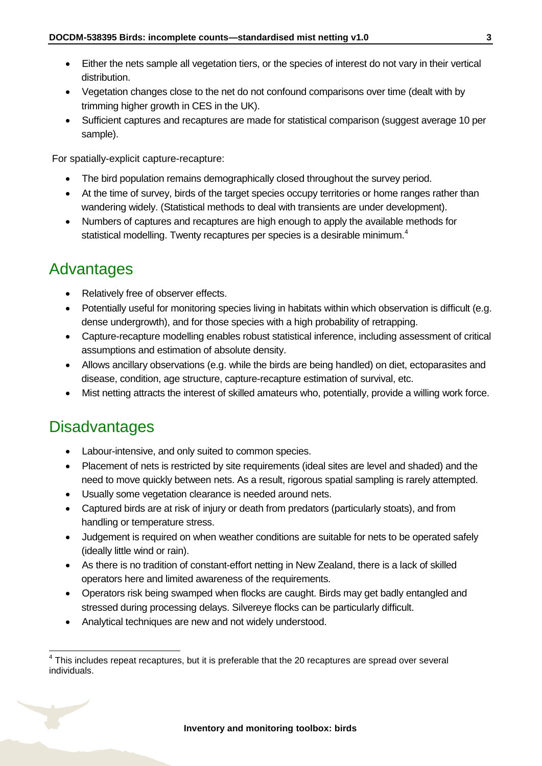- Either the nets sample all vegetation tiers, or the species of interest do not vary in their vertical distribution.
- Vegetation changes close to the net do not confound comparisons over time (dealt with by trimming higher growth in CES in the UK).
- Sufficient captures and recaptures are made for statistical comparison (suggest average 10 per sample).

For spatially-explicit capture-recapture:

- The bird population remains demographically closed throughout the survey period.
- At the time of survey, birds of the target species occupy territories or home ranges rather than wandering widely. (Statistical methods to deal with transients are under development).
- Numbers of captures and recaptures are high enough to apply the available methods for statistical modelling. Twenty recaptures per species is a desirable minimum.[4]

## Advantages

- Relatively free of observer effects.
- Potentially useful for monitoring species living in habitats within which observation is difficult (e.g. dense undergrowth), and for those species with a high probability of retrapping.
- Capture-recapture modelling enables robust statistical inference, including assessment of critical assumptions and estimation of absolute density.
- Allows ancillary observations (e.g. while the birds are being handled) on diet, ectoparasites and disease, condition, age structure, capture-recapture estimation of survival, etc.
- Mist netting attracts the interest of skilled amateurs who, potentially, provide a willing work force.

## Disadvantages

- Labour-intensive, and only suited to common species.
- Placement of nets is restricted by site requirements (ideal sites are level and shaded) and the need to move quickly between nets. As a result, rigorous spatial sampling is rarely attempted.
- Usually some vegetation clearance is needed around nets.
- Captured birds are at risk of injury or death from predators (particularly stoats), and from handling or temperature stress.
- Judgement is required on when weather conditions are suitable for nets to be operated safely (ideally little wind or rain).
- As there is no tradition of constant-effort netting in New Zealand, there is a lack of skilled operators here and limited awareness of the requirements.
- Operators risk being swamped when flocks are caught. Birds may get badly entangled and stressed during processing delays. Silvereye flocks can be particularly difficult.
- Analytical techniques are new and not widely understood.

[4] This includes repeat recaptures, but it is preferable that the 20 recaptures are spread over several individuals.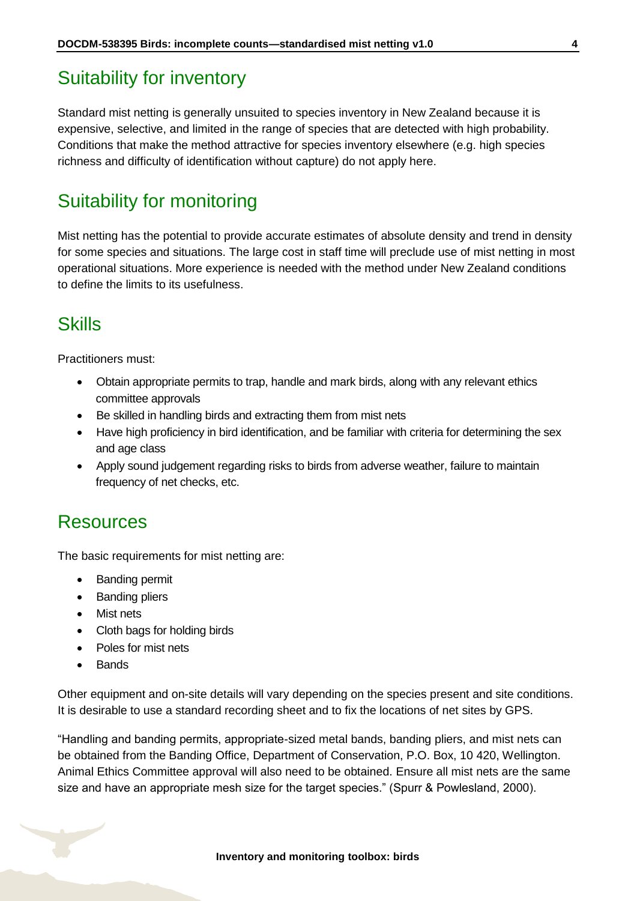## Suitability for inventory

Standard mist netting is generally unsuited to species inventory in New Zealand because it is expensive, selective, and limited in the range of species that are detected with high probability. Conditions that make the method attractive for species inventory elsewhere (e.g. high species richness and difficulty of identification without capture) do not apply here.

## Suitability for monitoring

Mist netting has the potential to provide accurate estimates of absolute density and trend in density for some species and situations. The large cost in staff time will preclude use of mist netting in most operational situations. More experience is needed with the method under New Zealand conditions to define the limits to its usefulness.

## Skills

Practitioners must:

- Obtain appropriate permits to trap, handle and mark birds, along with any relevant ethics committee approvals
- Be skilled in handling birds and extracting them from mist nets
- Have high proficiency in bird identification, and be familiar with criteria for determining the sex and age class
- Apply sound judgement regarding risks to birds from adverse weather, failure to maintain frequency of net checks, etc.

## Resources

The basic requirements for mist netting are:

- Banding permit
- Banding pliers
- Mist nets
- Cloth bags for holding birds
- Poles for mist nets
- Bands

Other equipment and on-site details will vary depending on the species present and site conditions. It is desirable to use a standard recording sheet and to fix the locations of net sites by GPS.

"Handling and banding permits, appropriate-sized metal bands, banding pliers, and mist nets can be obtained from the Banding Office, Department of Conservation, P.O. Box, 10 420, Wellington. Animal Ethics Committee approval will also need to be obtained. Ensure all mist nets are the same size and have an appropriate mesh size for the target species." (Spurr & Powlesland, 2000).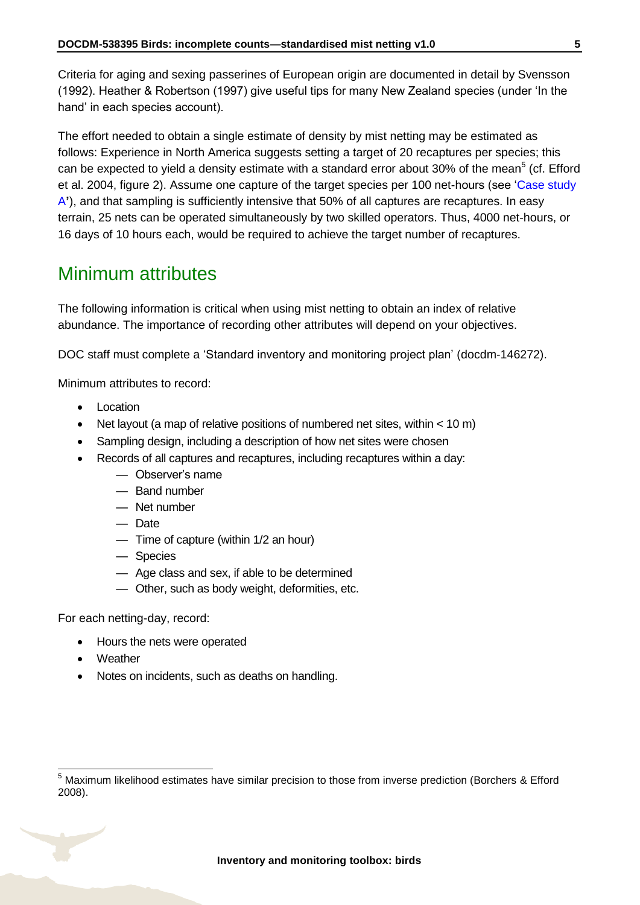Criteria for aging and sexing passerines of European origin are documented in detail by Svensson (1992). Heather & Robertson (1997) give useful tips for many New Zealand species (under 'In the hand' in each species account).

The effort needed to obtain a single estimate of density by mist netting may be estimated as follows: Experience in North America suggests setting a target of 20 recaptures per species; this can be expected to yield a density estimate with a standard error about 30% of the mean[5] (cf. Efford et al. 2004, figure 2). Assume one capture of the target species per 100 net-hours (see 'Case study A'), and that sampling is sufficiently intensive that 50% of all captures are recaptures. In easy terrain, 25 nets can be operated simultaneously by two skilled operators. Thus, 4000 net-hours, or 16 days of 10 hours each, would be required to achieve the target number of recaptures.

## Minimum attributes

The following information is critical when using mist netting to obtain an index of relative abundance. The importance of recording other attributes will depend on your objectives.

DOC staff must complete a 'Standard inventory and monitoring project plan' (docdm-146272).

Minimum attributes to record:

- Location
- Net layout (a map of relative positions of numbered net sites, within < 10 m)
- Sampling design, including a description of how net sites were chosen
- Records of all captures and recaptures, including recaptures within a day:
  - Observer's name
  - Band number
  - Net number
  - Date
  - Time of capture (within 1/2 an hour)
  - Species
  - Age class and sex, if able to be determined
  - Other, such as body weight, deformities, etc.

For each netting-day, record:

- Hours the nets were operated
- Weather
- Notes on incidents, such as deaths on handling.

[5] Maximum likelihood estimates have similar precision to those from inverse prediction (Borchers & Efford 2008).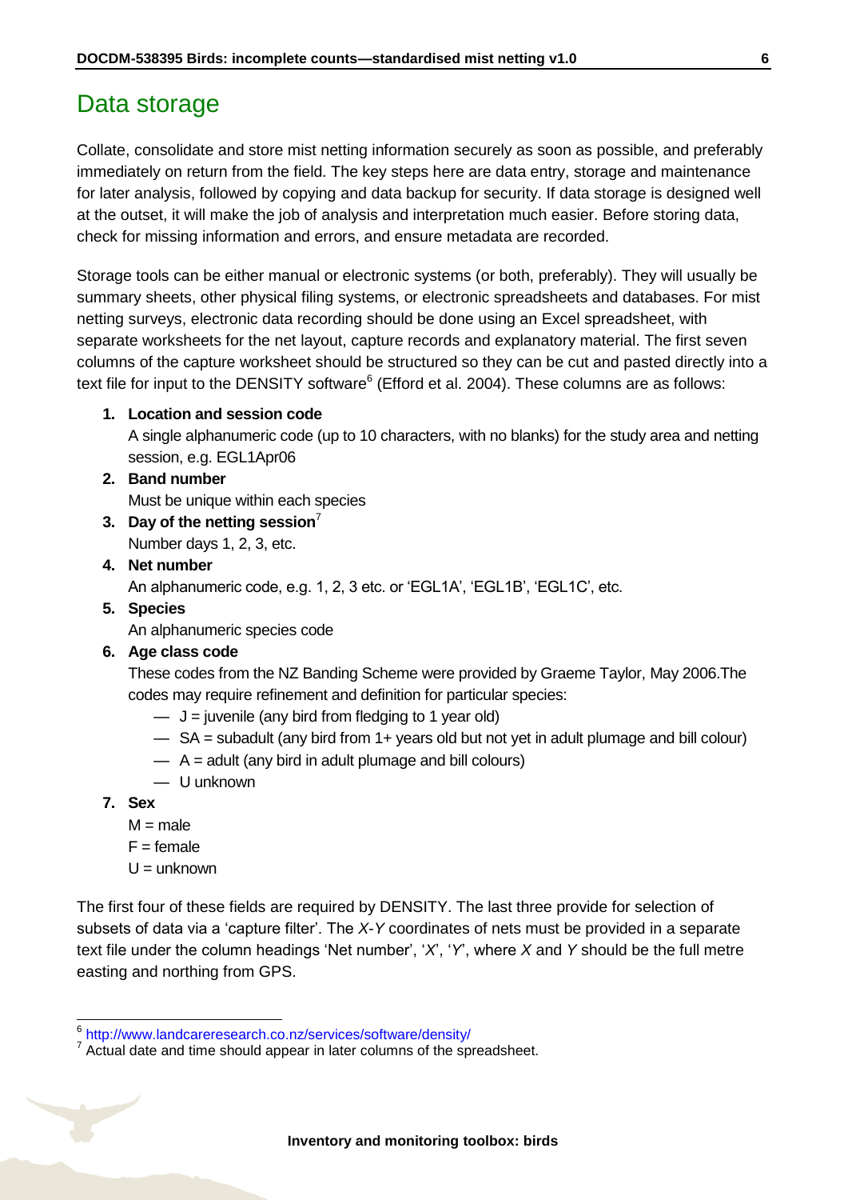# Data storage

Collate, consolidate and store mist netting information securely as soon as possible, and preferably immediately on return from the field. The key steps here are data entry, storage and maintenance for later analysis, followed by copying and data backup for security. If data storage is designed well at the outset, it will make the job of analysis and interpretation much easier. Before storing data, check for missing information and errors, and ensure metadata are recorded.

Storage tools can be either manual or electronic systems (or both, preferably). They will usually be summary sheets, other physical filing systems, or electronic spreadsheets and databases. For mist netting surveys, electronic data recording should be done using an Excel spreadsheet, with separate worksheets for the net layout, capture records and explanatory material. The first seven columns of the capture worksheet should be structured so they can be cut and pasted directly into a text file for input to the DENSITY software[6] (Efford et al. 2004). These columns are as follows:

1. **Location and session code**
   A single alphanumeric code (up to 10 characters, with no blanks) for the study area and netting session, e.g. EGL1Apr06
2. **Band number**
   Must be unique within each species
3. **Day of the netting session**[7]
   Number days 1, 2, 3, etc.
4. **Net number**
   An alphanumeric code, e.g. 1, 2, 3 etc. or 'EGL1A', 'EGL1B', 'EGL1C', etc.
5. **Species**
   An alphanumeric species code
6. **Age class code**
   These codes from the NZ Banding Scheme were provided by Graeme Taylor, May 2006.The codes may require refinement and definition for particular species:
   - J = juvenile (any bird from fledging to 1 year old)
   - SA = subadult (any bird from 1+ years old but not yet in adult plumage and bill colour)
   - A = adult (any bird in adult plumage and bill colours)
   - U unknown
7. **Sex**
   M = male
   F = female
   U = unknown

The first four of these fields are required by DENSITY. The last three provide for selection of subsets of data via a 'capture filter'. The *X*-*Y* coordinates of nets must be provided in a separate text file under the column headings 'Net number', '*X*', '*Y*', where *X* and *Y* should be the full metre easting and northing from GPS.

---

[6] http://www.landcareresearch.co.nz/services/software/density/
[7] Actual date and time should appear in later columns of the spreadsheet.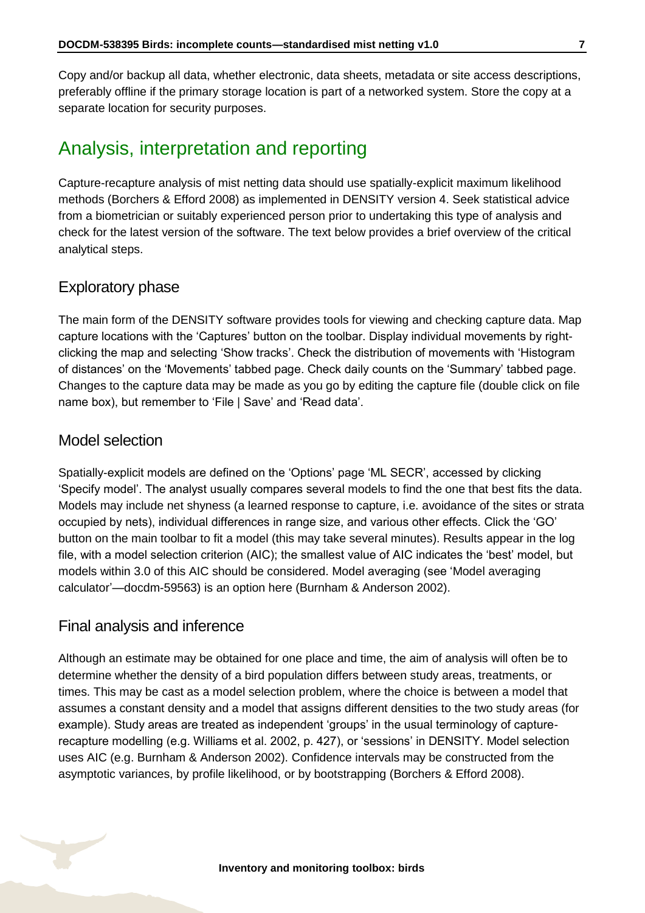Copy and/or backup all data, whether electronic, data sheets, metadata or site access descriptions, preferably offline if the primary storage location is part of a networked system. Store the copy at a separate location for security purposes.

# Analysis, interpretation and reporting

Capture-recapture analysis of mist netting data should use spatially-explicit maximum likelihood methods (Borchers & Efford 2008) as implemented in DENSITY version 4. Seek statistical advice from a biometrician or suitably experienced person prior to undertaking this type of analysis and check for the latest version of the software. The text below provides a brief overview of the critical analytical steps.

## Exploratory phase

The main form of the DENSITY software provides tools for viewing and checking capture data. Map capture locations with the 'Captures' button on the toolbar. Display individual movements by right-clicking the map and selecting 'Show tracks'. Check the distribution of movements with 'Histogram of distances' on the 'Movements' tabbed page. Check daily counts on the 'Summary' tabbed page. Changes to the capture data may be made as you go by editing the capture file (double click on file name box), but remember to 'File | Save' and 'Read data'.

## Model selection

Spatially-explicit models are defined on the 'Options' page 'ML SECR', accessed by clicking 'Specify model'. The analyst usually compares several models to find the one that best fits the data. Models may include net shyness (a learned response to capture, i.e. avoidance of the sites or strata occupied by nets), individual differences in range size, and various other effects. Click the 'GO' button on the main toolbar to fit a model (this may take several minutes). Results appear in the log file, with a model selection criterion (AIC); the smallest value of AIC indicates the 'best' model, but models within 3.0 of this AIC should be considered. Model averaging (see 'Model averaging calculator'—docdm-59563) is an option here (Burnham & Anderson 2002).

## Final analysis and inference

Although an estimate may be obtained for one place and time, the aim of analysis will often be to determine whether the density of a bird population differs between study areas, treatments, or times. This may be cast as a model selection problem, where the choice is between a model that assumes a constant density and a model that assigns different densities to the two study areas (for example). Study areas are treated as independent 'groups' in the usual terminology of capture-recapture modelling (e.g. Williams et al. 2002, p. 427), or 'sessions' in DENSITY. Model selection uses AIC (e.g. Burnham & Anderson 2002). Confidence intervals may be constructed from the asymptotic variances, by profile likelihood, or by bootstrapping (Borchers & Efford 2008).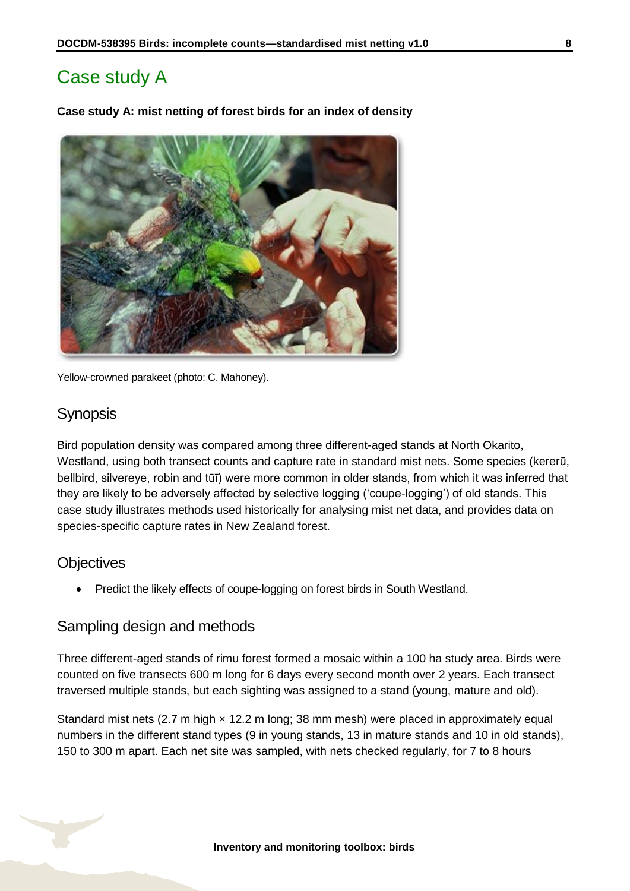# Case study A

**Case study A: mist netting of forest birds for an index of density**

Yellow-crowned parakeet (photo: C. Mahoney).

## Synopsis

Bird population density was compared among three different-aged stands at North Okarito, Westland, using both transect counts and capture rate in standard mist nets. Some species (kererū, bellbird, silvereye, robin and tūī) were more common in older stands, from which it was inferred that they are likely to be adversely affected by selective logging ('coupe-logging') of old stands. This case study illustrates methods used historically for analysing mist net data, and provides data on species-specific capture rates in New Zealand forest.

## Objectives

- Predict the likely effects of coupe-logging on forest birds in South Westland.

## Sampling design and methods

Three different-aged stands of rimu forest formed a mosaic within a 100 ha study area. Birds were counted on five transects 600 m long for 6 days every second month over 2 years. Each transect traversed multiple stands, but each sighting was assigned to a stand (young, mature and old).

Standard mist nets (2.7 m high × 12.2 m long; 38 mm mesh) were placed in approximately equal numbers in the different stand types (9 in young stands, 13 in mature stands and 10 in old stands), 150 to 300 m apart. Each net site was sampled, with nets checked regularly, for 7 to 8 hours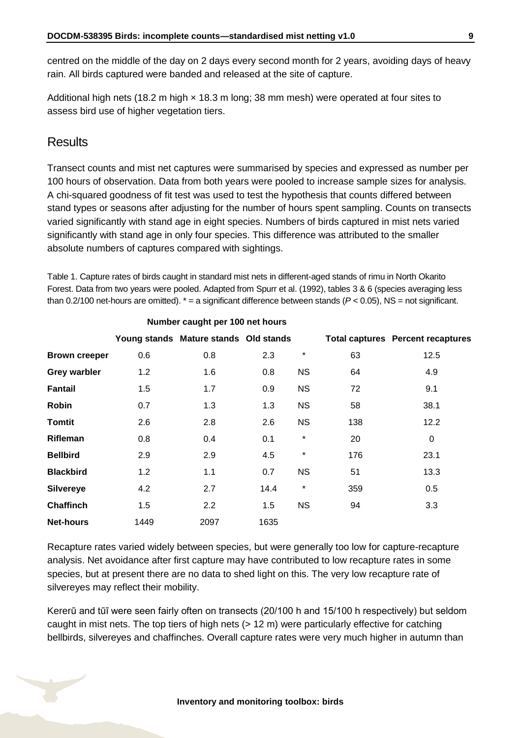centred on the middle of the day on 2 days every second month for 2 years, avoiding days of heavy rain. All birds captured were banded and released at the site of capture.

Additional high nets (18.2 m high × 18.3 m long; 38 mm mesh) were operated at four sites to assess bird use of higher vegetation tiers.

## Results

Transect counts and mist net captures were summarised by species and expressed as number per 100 hours of observation. Data from both years were pooled to increase sample sizes for analysis. A chi-squared goodness of fit test was used to test the hypothesis that counts differed between stand types or seasons after adjusting for the number of hours spent sampling. Counts on transects varied significantly with stand age in eight species. Numbers of birds captured in mist nets varied significantly with stand age in only four species. This difference was attributed to the smaller absolute numbers of captures compared with sightings.

Table 1. Capture rates of birds caught in standard mist nets in different-aged stands of rimu in North Okarito Forest. Data from two years were pooled. Adapted from Spurr et al. (1992), tables 3 & 6 (species averaging less than 0.2/100 net-hours are omitted). * = a significant difference between stands (*P* < 0.05), NS = not significant.

| | Number caught per 100 net hours | | | | | |
|---|---|---|---|---|---|---|
| | **Young stands** | **Mature stands** | **Old stands** | | **Total captures** | **Percent recaptures** |
| **Brown creeper** | 0.6 | 0.8 | 2.3 | * | 63 | 12.5 |
| **Grey warbler** | 1.2 | 1.6 | 0.8 | NS | 64 | 4.9 |
| **Fantail** | 1.5 | 1.7 | 0.9 | NS | 72 | 9.1 |
| **Robin** | 0.7 | 1.3 | 1.3 | NS | 58 | 38.1 |
| **Tomtit** | 2.6 | 2.8 | 2.6 | NS | 138 | 12.2 |
| **Rifleman** | 0.8 | 0.4 | 0.1 | * | 20 | 0 |
| **Bellbird** | 2.9 | 2.9 | 4.5 | * | 176 | 23.1 |
| **Blackbird** | 1.2 | 1.1 | 0.7 | NS | 51 | 13.3 |
| **Silvereye** | 4.2 | 2.7 | 14.4 | * | 359 | 0.5 |
| **Chaffinch** | 1.5 | 2.2 | 1.5 | NS | 94 | 3.3 |
| **Net-hours** | 1449 | 2097 | 1635 | | | |

Recapture rates varied widely between species, but were generally too low for capture-recapture analysis. Net avoidance after first capture may have contributed to low recapture rates in some species, but at present there are no data to shed light on this. The very low recapture rate of silvereyes may reflect their mobility.

Kererū and tūī were seen fairly often on transects (20/100 h and 15/100 h respectively) but seldom caught in mist nets. The top tiers of high nets (> 12 m) were particularly effective for catching bellbirds, silvereyes and chaffinches. Overall capture rates were very much higher in autumn than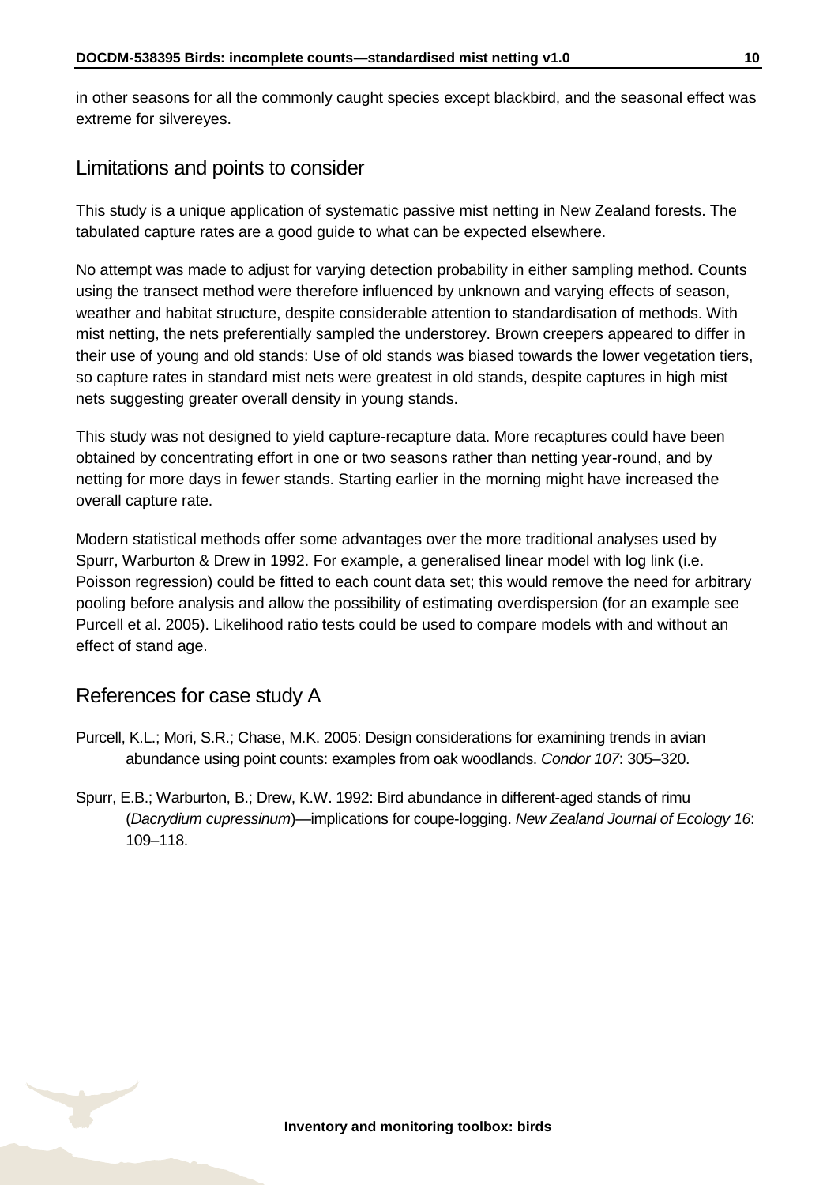in other seasons for all the commonly caught species except blackbird, and the seasonal effect was extreme for silvereyes.

## Limitations and points to consider

This study is a unique application of systematic passive mist netting in New Zealand forests. The tabulated capture rates are a good guide to what can be expected elsewhere.

No attempt was made to adjust for varying detection probability in either sampling method. Counts using the transect method were therefore influenced by unknown and varying effects of season, weather and habitat structure, despite considerable attention to standardisation of methods. With mist netting, the nets preferentially sampled the understorey. Brown creepers appeared to differ in their use of young and old stands: Use of old stands was biased towards the lower vegetation tiers, so capture rates in standard mist nets were greatest in old stands, despite captures in high mist nets suggesting greater overall density in young stands.

This study was not designed to yield capture-recapture data. More recaptures could have been obtained by concentrating effort in one or two seasons rather than netting year-round, and by netting for more days in fewer stands. Starting earlier in the morning might have increased the overall capture rate.

Modern statistical methods offer some advantages over the more traditional analyses used by Spurr, Warburton & Drew in 1992. For example, a generalised linear model with log link (i.e. Poisson regression) could be fitted to each count data set; this would remove the need for arbitrary pooling before analysis and allow the possibility of estimating overdispersion (for an example see Purcell et al. 2005). Likelihood ratio tests could be used to compare models with and without an effect of stand age.

## References for case study A

Purcell, K.L.; Mori, S.R.; Chase, M.K. 2005: Design considerations for examining trends in avian abundance using point counts: examples from oak woodlands. *Condor 107*: 305–320.

Spurr, E.B.; Warburton, B.; Drew, K.W. 1992: Bird abundance in different-aged stands of rimu (*Dacrydium cupressinum*)—implications for coupe-logging. *New Zealand Journal of Ecology 16*: 109–118.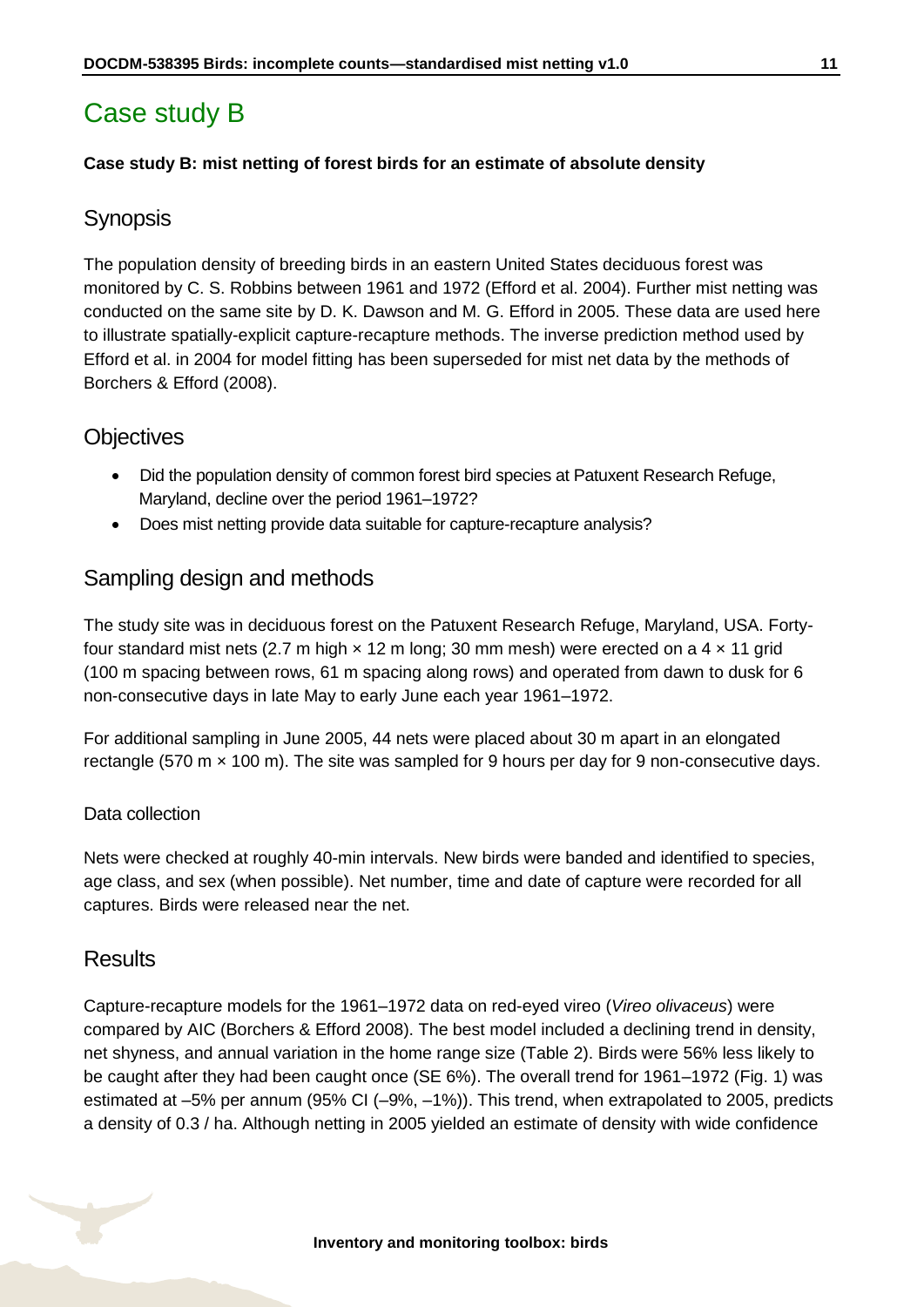# Case study B

**Case study B: mist netting of forest birds for an estimate of absolute density**

## Synopsis

The population density of breeding birds in an eastern United States deciduous forest was monitored by C. S. Robbins between 1961 and 1972 (Efford et al. 2004). Further mist netting was conducted on the same site by D. K. Dawson and M. G. Efford in 2005. These data are used here to illustrate spatially-explicit capture-recapture methods. The inverse prediction method used by Efford et al. in 2004 for model fitting has been superseded for mist net data by the methods of Borchers & Efford (2008).

## Objectives

- Did the population density of common forest bird species at Patuxent Research Refuge, Maryland, decline over the period 1961–1972?
- Does mist netting provide data suitable for capture-recapture analysis?

## Sampling design and methods

The study site was in deciduous forest on the Patuxent Research Refuge, Maryland, USA. Forty-four standard mist nets (2.7 m high × 12 m long; 30 mm mesh) were erected on a 4 × 11 grid (100 m spacing between rows, 61 m spacing along rows) and operated from dawn to dusk for 6 non-consecutive days in late May to early June each year 1961–1972.

For additional sampling in June 2005, 44 nets were placed about 30 m apart in an elongated rectangle (570 m × 100 m). The site was sampled for 9 hours per day for 9 non-consecutive days.

### Data collection

Nets were checked at roughly 40-min intervals. New birds were banded and identified to species, age class, and sex (when possible). Net number, time and date of capture were recorded for all captures. Birds were released near the net.

## Results

Capture-recapture models for the 1961–1972 data on red-eyed vireo (*Vireo olivaceus*) were compared by AIC (Borchers & Efford 2008). The best model included a declining trend in density, net shyness, and annual variation in the home range size (Table 2). Birds were 56% less likely to be caught after they had been caught once (SE 6%). The overall trend for 1961–1972 (Fig. 1) was estimated at –5% per annum (95% CI (–9%, –1%)). This trend, when extrapolated to 2005, predicts a density of 0.3 / ha. Although netting in 2005 yielded an estimate of density with wide confidence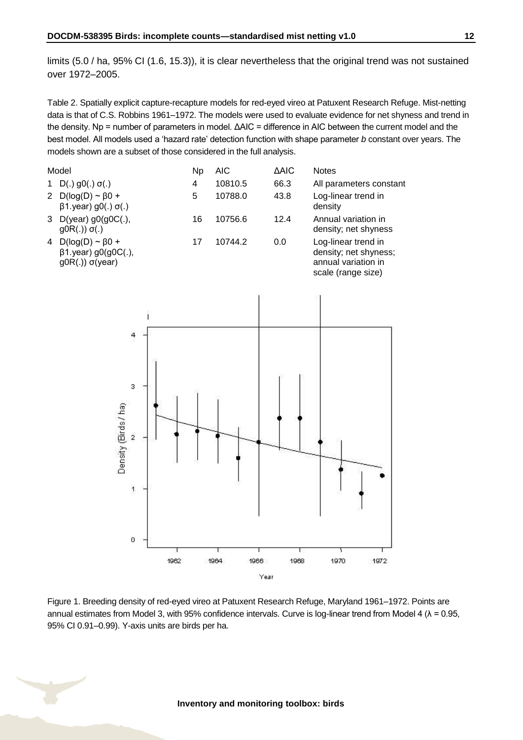limits (5.0 / ha, 95% CI (1.6, 15.3)), it is clear nevertheless that the original trend was not sustained over 1972–2005.

Table 2. Spatially explicit capture-recapture models for red-eyed vireo at Patuxent Research Refuge. Mist-netting data is that of C.S. Robbins 1961–1972. The models were used to evaluate evidence for net shyness and trend in the density. Np = number of parameters in model. ΔAIC = difference in AIC between the current model and the best model. All models used a 'hazard rate' detection function with shape parameter *b* constant over years. The models shown are a subset of those considered in the full analysis.

| Model | Np | AIC | ΔAIC | Notes |
|---|---|---|---|---|
| 1 D(.) g0(.) σ(.) | 4 | 10810.5 | 66.3 | All parameters constant |
| 2 D(log(D) ~ β0 + β1.year) g0(.) σ(.) | 5 | 10788.0 | 43.8 | Log-linear trend in density |
| 3 D(year) g0(g0C(.), g0R(.)) σ(.) | 16 | 10756.6 | 12.4 | Annual variation in density; net shyness |
| 4 D(log(D) ~ β0 + β1.year) g0(g0C(.), g0R(.)) σ(year) | 17 | 10744.2 | 0.0 | Log-linear trend in density; net shyness; annual variation in scale (range size) |

Figure 1. Breeding density of red-eyed vireo at Patuxent Research Refuge, Maryland 1961–1972. Points are annual estimates from Model 3, with 95% confidence intervals. Curve is log-linear trend from Model 4 ($\lambda = 0.95$, 95% CI 0.91–0.99). Y-axis units are birds per ha.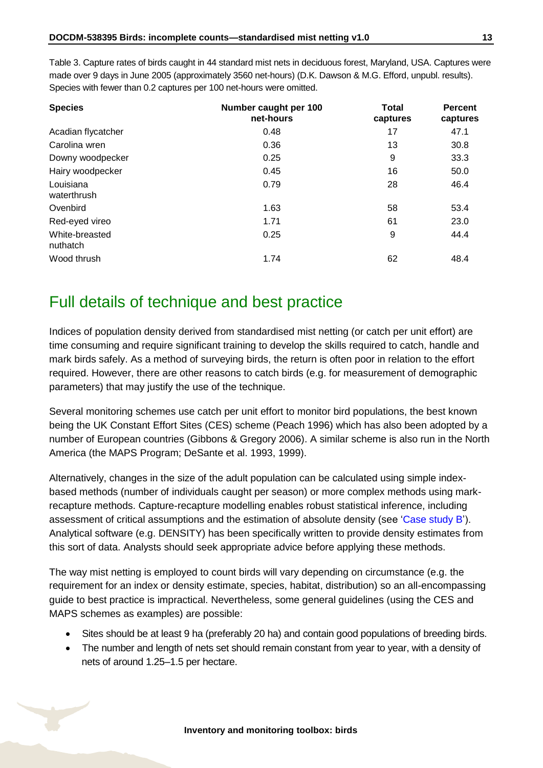Table 3. Capture rates of birds caught in 44 standard mist nets in deciduous forest, Maryland, USA. Captures were made over 9 days in June 2005 (approximately 3560 net-hours) (D.K. Dawson & M.G. Efford, unpubl. results). Species with fewer than 0.2 captures per 100 net-hours were omitted.

| Species | Number caught per 100 net-hours | Total captures | Percent captures |
|---|---|---|---|
| Acadian flycatcher | 0.48 | 17 | 47.1 |
| Carolina wren | 0.36 | 13 | 30.8 |
| Downy woodpecker | 0.25 | 9 | 33.3 |
| Hairy woodpecker | 0.45 | 16 | 50.0 |
| Louisiana waterthrush | 0.79 | 28 | 46.4 |
| Ovenbird | 1.63 | 58 | 53.4 |
| Red-eyed vireo | 1.71 | 61 | 23.0 |
| White-breasted nuthatch | 0.25 | 9 | 44.4 |
| Wood thrush | 1.74 | 62 | 48.4 |

## Full details of technique and best practice

Indices of population density derived from standardised mist netting (or catch per unit effort) are time consuming and require significant training to develop the skills required to catch, handle and mark birds safely. As a method of surveying birds, the return is often poor in relation to the effort required. However, there are other reasons to catch birds (e.g. for measurement of demographic parameters) that may justify the use of the technique.

Several monitoring schemes use catch per unit effort to monitor bird populations, the best known being the UK Constant Effort Sites (CES) scheme (Peach 1996) which has also been adopted by a number of European countries (Gibbons & Gregory 2006). A similar scheme is also run in the North America (the MAPS Program; DeSante et al. 1993, 1999).

Alternatively, changes in the size of the adult population can be calculated using simple index-based methods (number of individuals caught per season) or more complex methods using mark-recapture methods. Capture-recapture modelling enables robust statistical inference, including assessment of critical assumptions and the estimation of absolute density (see 'Case study B'). Analytical software (e.g. DENSITY) has been specifically written to provide density estimates from this sort of data. Analysts should seek appropriate advice before applying these methods.

The way mist netting is employed to count birds will vary depending on circumstance (e.g. the requirement for an index or density estimate, species, habitat, distribution) so an all-encompassing guide to best practice is impractical. Nevertheless, some general guidelines (using the CES and MAPS schemes as examples) are possible:

- Sites should be at least 9 ha (preferably 20 ha) and contain good populations of breeding birds.
- The number and length of nets set should remain constant from year to year, with a density of nets of around 1.25–1.5 per hectare.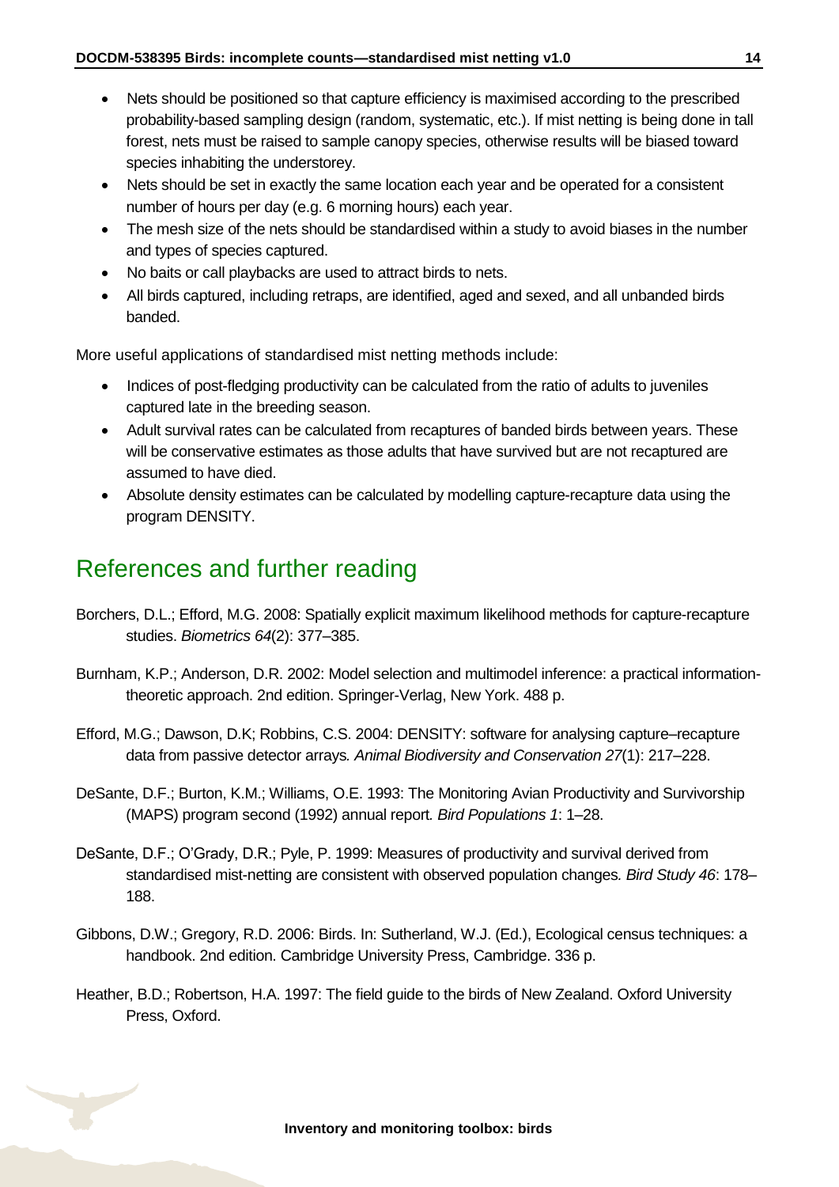- Nets should be positioned so that capture efficiency is maximised according to the prescribed probability-based sampling design (random, systematic, etc.). If mist netting is being done in tall forest, nets must be raised to sample canopy species, otherwise results will be biased toward species inhabiting the understorey.
- Nets should be set in exactly the same location each year and be operated for a consistent number of hours per day (e.g. 6 morning hours) each year.
- The mesh size of the nets should be standardised within a study to avoid biases in the number and types of species captured.
- No baits or call playbacks are used to attract birds to nets.
- All birds captured, including retraps, are identified, aged and sexed, and all unbanded birds banded.

More useful applications of standardised mist netting methods include:

- Indices of post-fledging productivity can be calculated from the ratio of adults to juveniles captured late in the breeding season.
- Adult survival rates can be calculated from recaptures of banded birds between years. These will be conservative estimates as those adults that have survived but are not recaptured are assumed to have died.
- Absolute density estimates can be calculated by modelling capture-recapture data using the program DENSITY.

## References and further reading

Borchers, D.L.; Efford, M.G. 2008: Spatially explicit maximum likelihood methods for capture-recapture studies. *Biometrics 64*(2): 377–385.

Burnham, K.P.; Anderson, D.R. 2002: Model selection and multimodel inference: a practical information-theoretic approach. 2nd edition. Springer-Verlag, New York. 488 p.

Efford, M.G.; Dawson, D.K; Robbins, C.S. 2004: DENSITY: software for analysing capture–recapture data from passive detector arrays*. Animal Biodiversity and Conservation 27*(1): 217–228.

DeSante, D.F.; Burton, K.M.; Williams, O.E. 1993: The Monitoring Avian Productivity and Survivorship (MAPS) program second (1992) annual report*. Bird Populations 1*: 1–28.

DeSante, D.F.; O'Grady, D.R.; Pyle, P. 1999: Measures of productivity and survival derived from standardised mist-netting are consistent with observed population changes*. Bird Study 46*: 178–188.

Gibbons, D.W.; Gregory, R.D. 2006: Birds. In: Sutherland, W.J. (Ed.), Ecological census techniques: a handbook. 2nd edition. Cambridge University Press, Cambridge. 336 p.

Heather, B.D.; Robertson, H.A. 1997: The field guide to the birds of New Zealand. Oxford University Press, Oxford.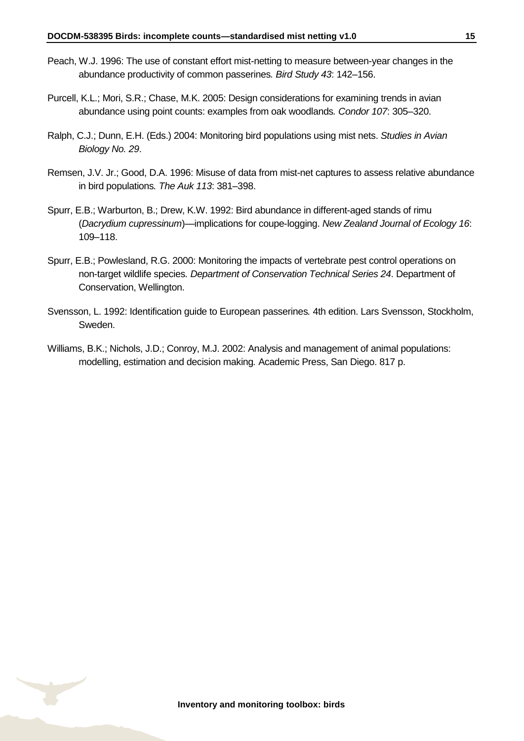Peach, W.J. 1996: The use of constant effort mist-netting to measure between-year changes in the abundance productivity of common passerines. *Bird Study 43*: 142–156.

Purcell, K.L.; Mori, S.R.; Chase, M.K. 2005: Design considerations for examining trends in avian abundance using point counts: examples from oak woodlands. *Condor 107*: 305–320.

Ralph, C.J.; Dunn, E.H. (Eds.) 2004: Monitoring bird populations using mist nets. *Studies in Avian Biology No. 29*.

Remsen, J.V. Jr.; Good, D.A. 1996: Misuse of data from mist-net captures to assess relative abundance in bird populations. *The Auk 113*: 381–398.

Spurr, E.B.; Warburton, B.; Drew, K.W. 1992: Bird abundance in different-aged stands of rimu (*Dacrydium cupressinum*)—implications for coupe-logging. *New Zealand Journal of Ecology 16*: 109–118.

Spurr, E.B.; Powlesland, R.G. 2000: Monitoring the impacts of vertebrate pest control operations on non-target wildlife species. *Department of Conservation Technical Series 24*. Department of Conservation, Wellington.

Svensson, L. 1992: Identification guide to European passerines. 4th edition. Lars Svensson, Stockholm, Sweden.

Williams, B.K.; Nichols, J.D.; Conroy, M.J. 2002: Analysis and management of animal populations: modelling, estimation and decision making. Academic Press, San Diego. 817 p.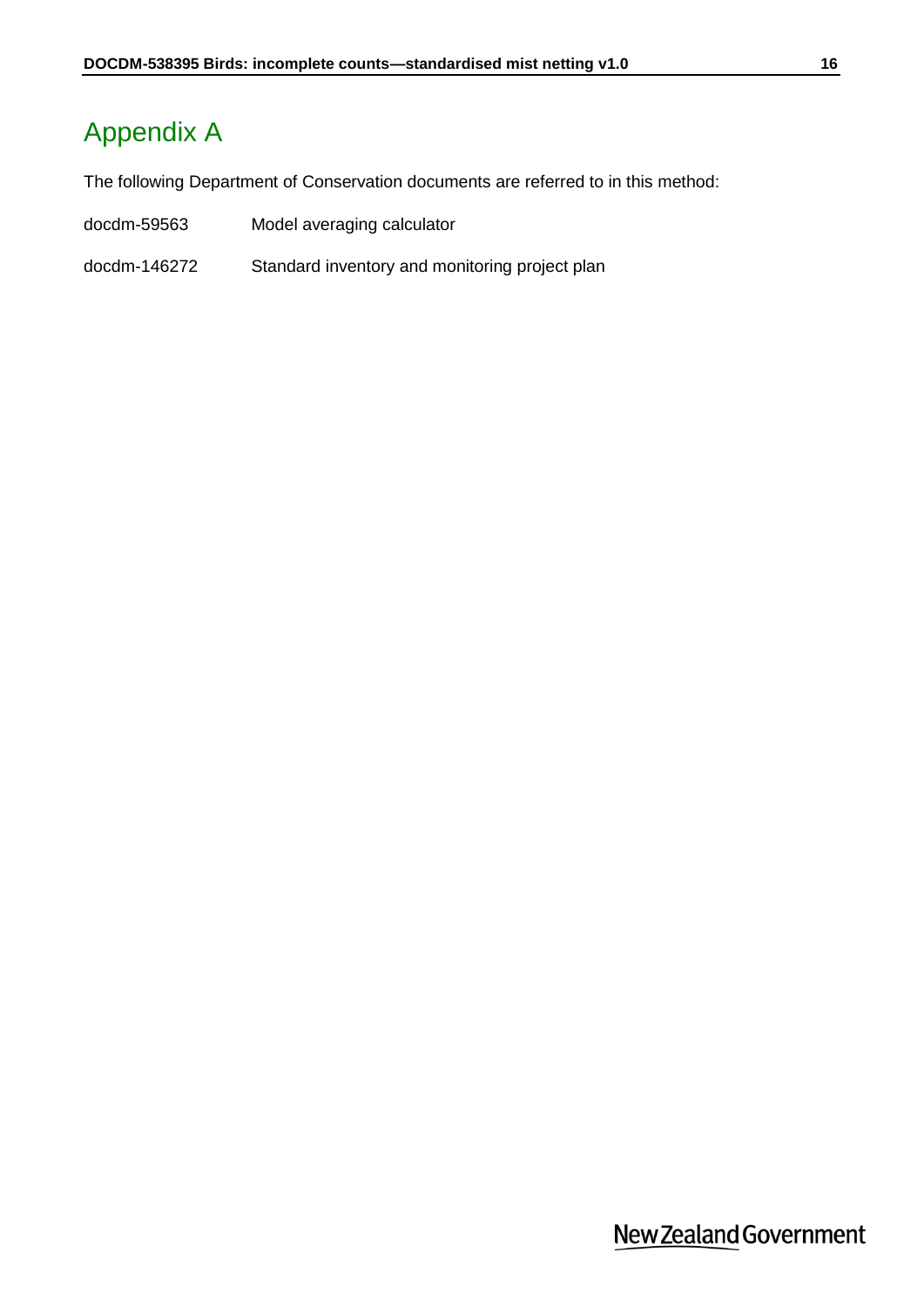# Appendix A

The following Department of Conservation documents are referred to in this method:

| | |
|---|---|
| docdm-59563 | Model averaging calculator |
| docdm-146272 | Standard inventory and monitoring project plan |